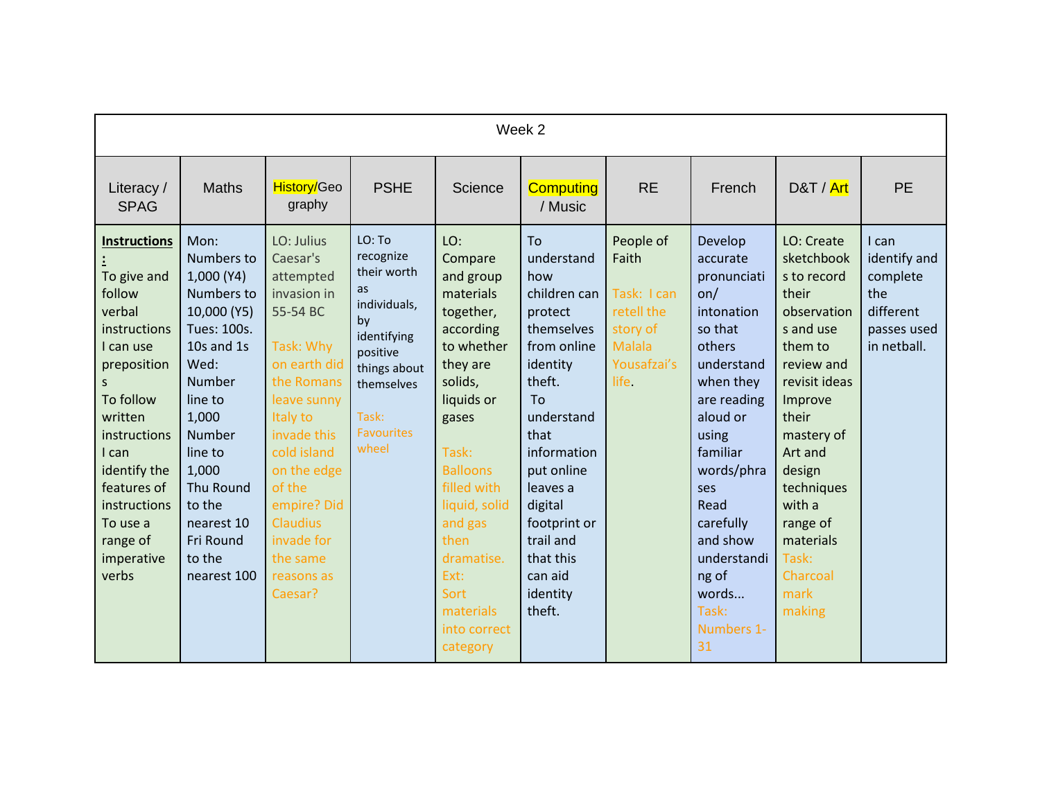| Week 2 | | | | | | | | | |
|---|---|---|---|---|---|---|---|---|---|
| Literacy / SPAG | Maths | History/Geography | PSHE | Science | Computing / Music | RE | French | D&T / Art | PE |
| **Instructions:** To give and follow verbal instructions I can use prepositions To follow written instructions I can identify the features of instructions To use a range of imperative verbs | Mon: Numbers to 1,000 (Y4) Numbers to 10,000 (Y5) Tues: 100s. 10s and 1s Wed: Number line to 1,000 Number line to 1,000 Thu Round to the nearest 10 Fri Round to the nearest 100 | LO: Julius Caesar's attempted invasion in 55-54 BC Task: Why on earth did the Romans leave sunny Italy to invade this cold island on the edge of the empire? Did Claudius invade for the same reasons as Caesar? | LO: To recognize their worth as individuals, by identifying positive things about themselves Task: Favourites wheel | LO: Compare and group materials together, according to whether they are solids, liquids or gases Task: Balloons filled with liquid, solid and gas then dramatise. Ext: Sort materials into correct category | To understand how children can protect themselves from online identity theft. To understand that information put online leaves a digital footprint or trail and that this can aid identity theft. | People of Faith Task: I can retell the story of Malala Yousafzai's life. | Develop accurate pronunciation/ intonation so that others understand when they are reading aloud or using familiar words/phrases Read carefully and show understanding of words... Task: Numbers 1-31 | LO: Create sketchbooks to record their observations and use them to review and revisit ideas Improve their mastery of Art and design techniques with a range of materials Task: Charcoal mark making | I can identify and complete the different passes used in netball. |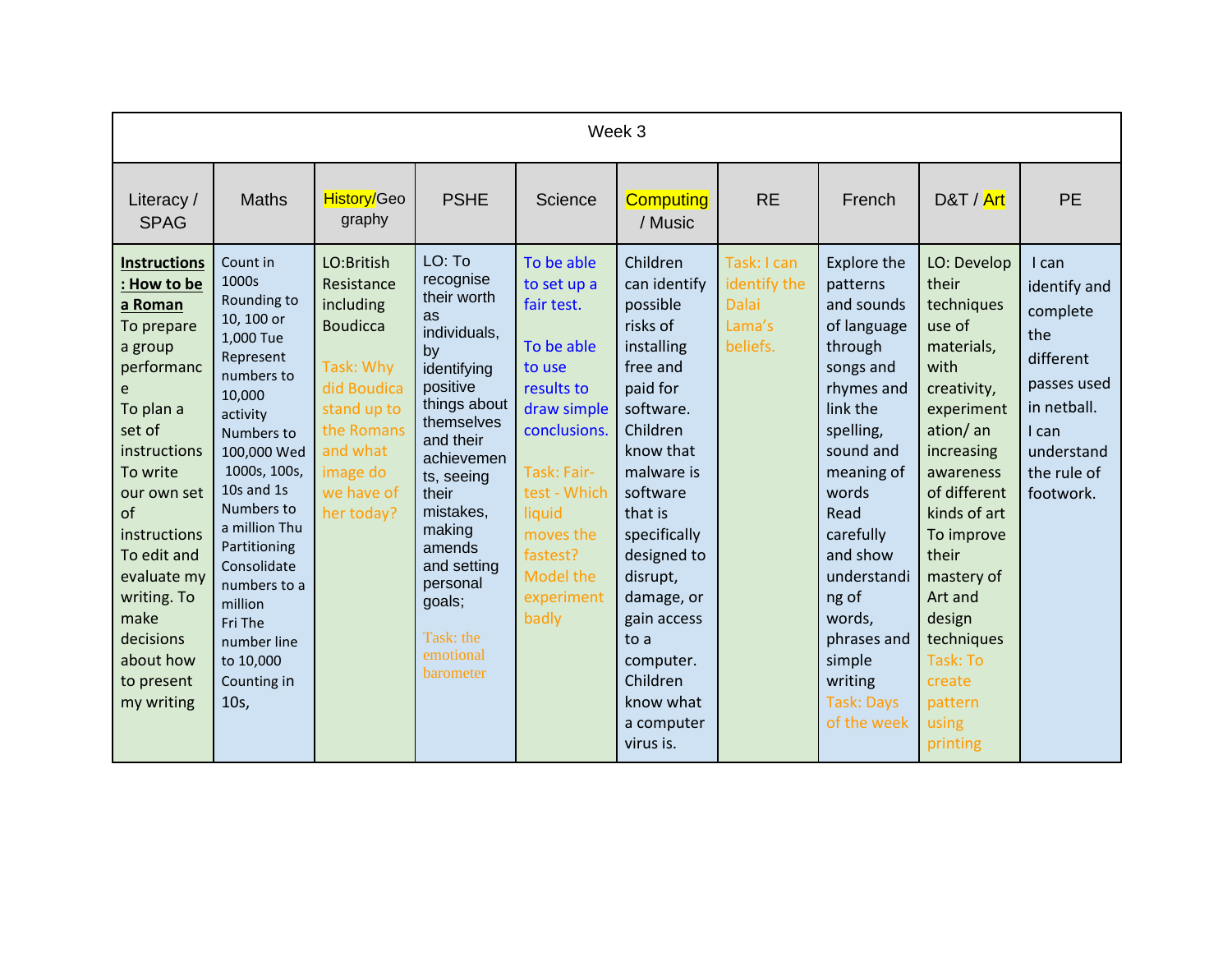| Week 3 | | | | | | | | | |
|---|---|---|---|---|---|---|---|---|---|
| Literacy / SPAG | Maths | History/Geography | PSHE | Science | Computing / Music | RE | French | D&T / Art | PE |
| **Instructions: How to be a Roman** To prepare a group performance To plan a set of instructions To write our own set of instructions To edit and evaluate my writing. To make decisions about how to present my writing | Count in 1000s Rounding to 10, 100 or 1,000 Tue Represent numbers to 10,000 activity Numbers to 100,000 Wed 1000s, 100s, 10s and 1s Numbers to a million Thu Partitioning Consolidate numbers to a million Fri The number line to 10,000 Counting in 10s, | LO:British Resistance including Boudicca Task: Why did Boudica stand up to the Romans and what image do we have of her today? | LO: To recognise their worth as individuals, by identifying positive things about themselves and their achievements, seeing their mistakes, making amends and setting personal goals; Task: the emotional barometer | To be able to set up a fair test. To be able to use results to draw simple conclusions. Task: Fair-test - Which liquid moves the fastest? Model the experiment badly | Children can identify possible risks of installing free and paid for software. Children know that malware is software that is specifically designed to disrupt, damage, or gain access to a computer. Children know what a computer virus is. | Task: I can identify the Dalai Lama's beliefs. | Explore the patterns and sounds of language through songs and rhymes and link the spelling, sound and meaning of words Read carefully and show understanding of words, phrases and simple writing Task: Days of the week | LO: Develop their techniques use of materials, with creativity, experimentation/ an increasing awareness of different kinds of art To improve their mastery of Art and design techniques Task: To create pattern using printing | I can identify and complete the different passes used in netball. I can understand the rule of footwork. |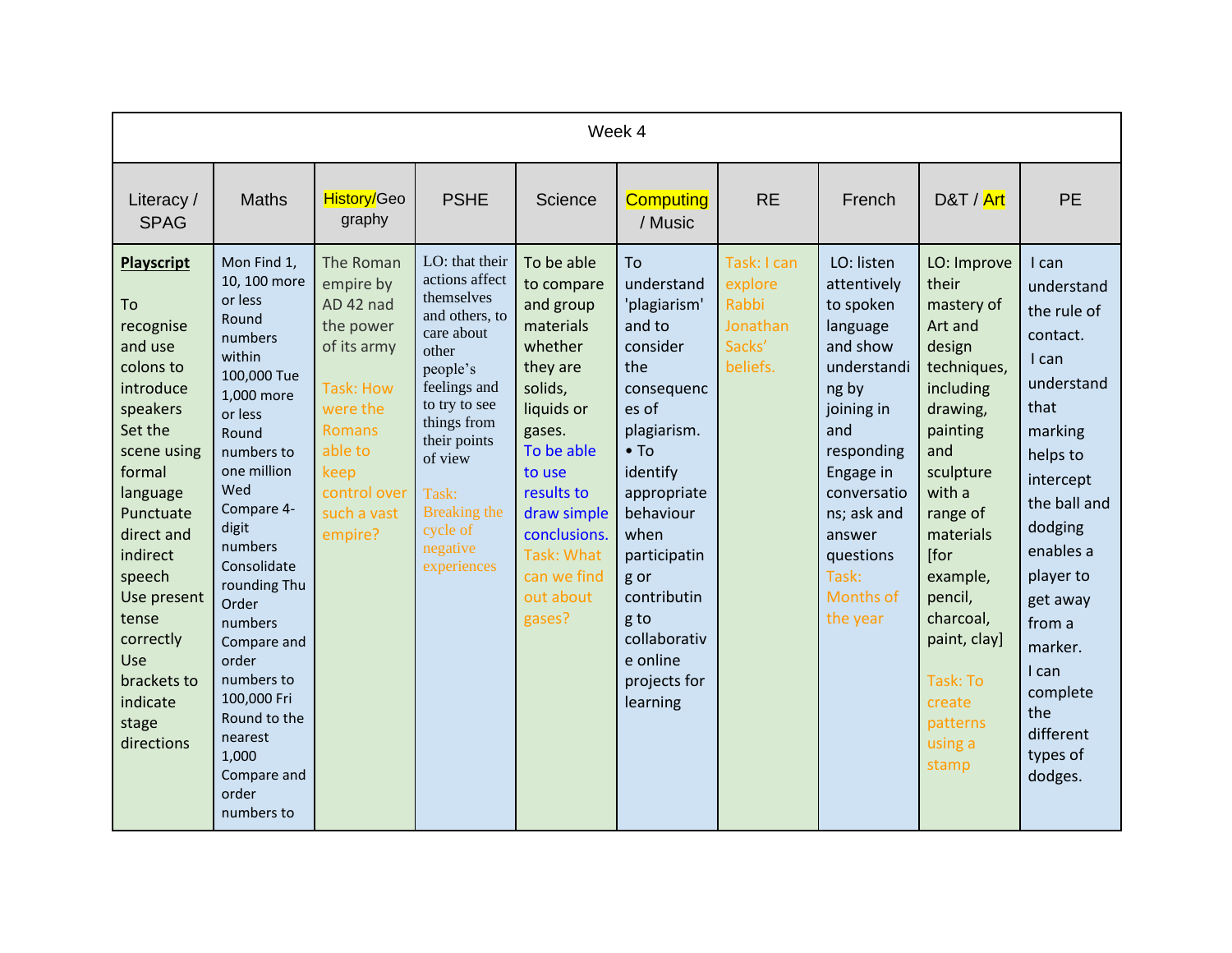| Week 4 | | | | | | | | | |
|---|---|---|---|---|---|---|---|---|---|
| Literacy / SPAG | Maths | History/Geography | PSHE | Science | Computing / Music | RE | French | D&T / Art | PE |
| **Playscript** To recognise and use colons to introduce speakers Set the scene using formal language Punctuate direct and indirect speech Use present tense correctly Use brackets to indicate stage directions | Mon Find 1, 10, 100 more or less Round numbers within 100,000 Tue 1,000 more or less Round numbers to one million Wed Compare 4-digit numbers Consolidate rounding Thu Order numbers Compare and order numbers to 100,000 Fri Round to the nearest 1,000 Compare and order numbers to | The Roman empire by AD 42 nad the power of its army Task: How were the Romans able to keep control over such a vast empire? | LO: that their actions affect themselves and others, to care about other people's feelings and to try to see things from their points of view Task: Breaking the cycle of negative experiences | To be able to compare and group materials whether they are solids, liquids or gases. To be able to use results to draw simple conclusions. Task: What can we find out about gases? | To understand 'plagiarism' and to consider the consequences of plagiarism. • To identify appropriate behaviour when participating or contributing to collaborative online projects for learning | Task: I can explore Rabbi Jonathan Sacks' beliefs. | LO: listen attentively to spoken language and show understanding by joining in and responding Engage in conversations; ask and answer questions Task: Months of the year | LO: Improve their mastery of Art and design techniques, including drawing, painting and sculpture with a range of materials [for example, pencil, charcoal, paint, clay] Task: To create patterns using a stamp | I can understand the rule of contact. I can understand that marking helps to intercept the ball and dodging enables a player to get away from a marker. I can complete the different types of dodges. |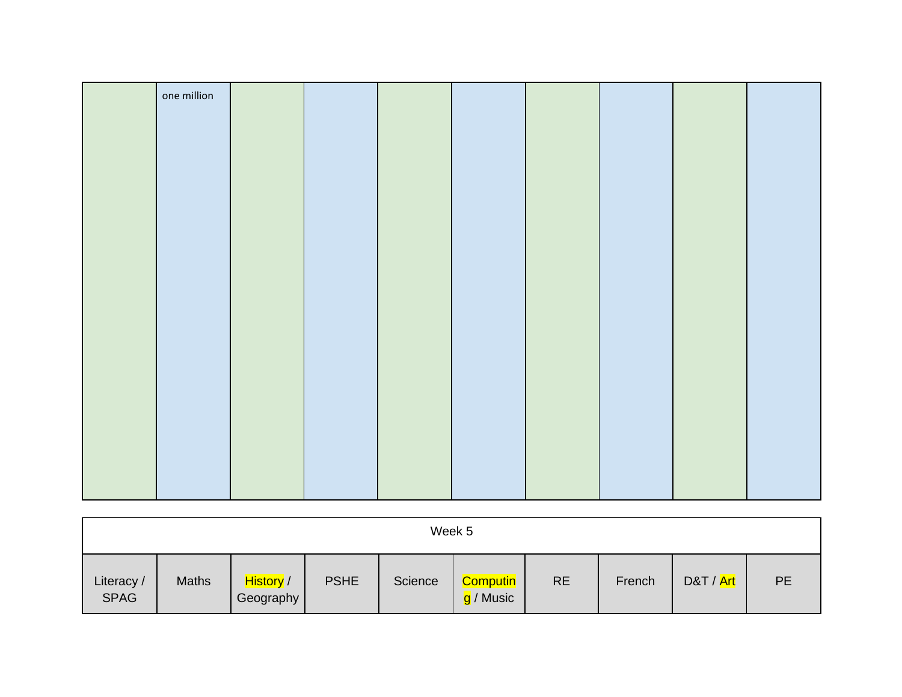| | | | | | | | | | |
|---|---|---|---|---|---|---|---|---|---|
| | one million | | | | | | | | |

| Week 5 | | | | | | | | | |
|---|---|---|---|---|---|---|---|---|---|
| Literacy / SPAG | Maths | History / Geography | PSHE | Science | Computing / Music | RE | French | D&T / Art | PE |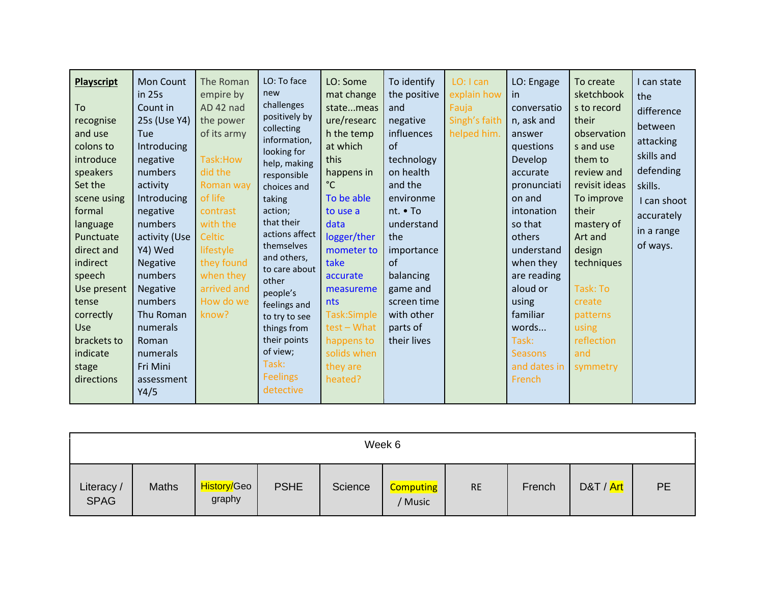| | | | | | | | | | |
|---|---|---|---|---|---|---|---|---|---|
| **Playscript** To recognise and use colons to introduce speakers Set the scene using formal language Punctuate direct and indirect speech Use present tense correctly Use brackets to indicate stage directions | Mon Count in 25s Count in 25s (Use Y4) Tue Introducing negative numbers activity Introducing negative numbers activity (Use Y4) Wed Negative numbers Negative numbers Thu Roman numerals Roman numerals Fri Mini assessment Y4/5 | The Roman empire by AD 42 nad the power of its army Task:How did the Roman way of life contrast with the Celtic lifestyle they found when they arrived and How do we know? | LO: To face new challenges positively by collecting information, looking for help, making responsible choices and taking action; that their actions affect themselves and others, to care about other people's feelings and to try to see things from their points of view; Task: Feelings detective | LO: Some mat change state...measure/research the temp at which this happens in °C To be able to use a data logger/thermometer to take accurate measurements Task:Simple test – What happens to solids when they are heated? | To identify the positive and negative influences of technology on health and the environment. • To understand the importance of balancing game and screen time with other parts of their lives | LO: I can explain how Fauja Singh's faith helped him. | LO: Engage in conversation, ask and answer questions Develop accurate pronunciation and intonation so that others understand when they are reading aloud or using familiar words... Task: Seasons and dates in French | To create sketchbooks to record their observations and use them to review and revisit ideas To improve their mastery of Art and design techniques Task: To create patterns using reflection and symmetry | I can state the difference between attacking skills and defending skills. I can shoot accurately in a range of ways. |

| Week 6 | | | | | | | | | |
|---|---|---|---|---|---|---|---|---|---|
| Literacy / SPAG | Maths | History/Geography | PSHE | Science | Computing / Music | RE | French | D&T / Art | PE |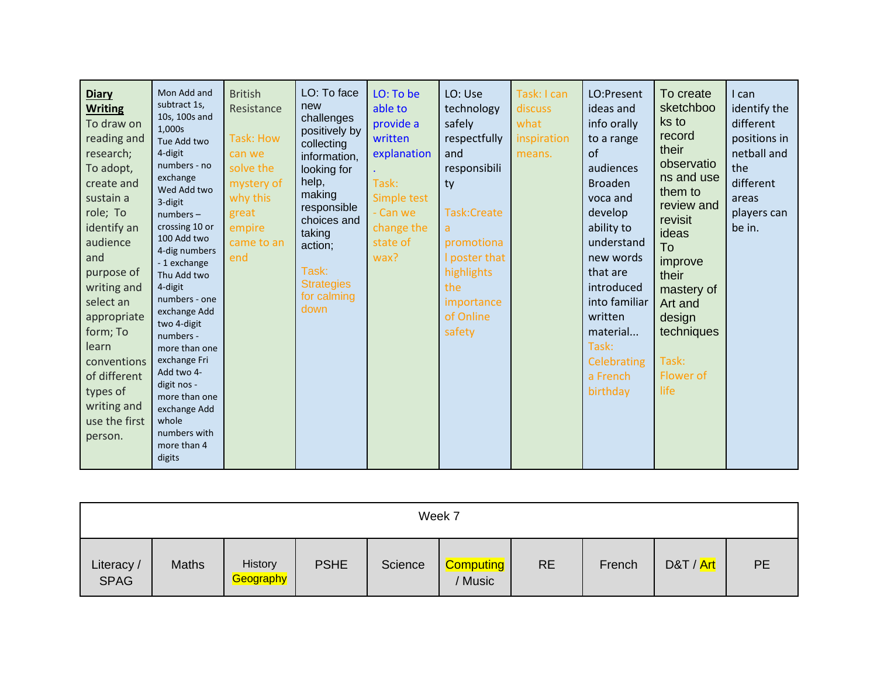| | | | | | | | | | |
|---|---|---|---|---|---|---|---|---|---|
| **Diary Writing** To draw on reading and research; To adopt, create and sustain a role; To identify an audience and purpose of writing and select an appropriate form; To learn conventions of different types of writing and use the first person. | Mon Add and subtract 1s, 10s, 100s and 1,000s Tue Add two 4-digit numbers - no exchange Wed Add two 3-digit numbers – crossing 10 or 100 Add two 4-dig numbers - 1 exchange Thu Add two 4-digit numbers - one exchange Add two 4-digit numbers - more than one exchange Fri Add two 4-digit nos - more than one exchange Add whole numbers with more than 4 digits | British Resistance Task: How can we solve the mystery of why this great empire came to an end | LO: To face new challenges positively by collecting information, looking for help, making responsible choices and taking action; Task: Strategies for calming down | LO: To be able to provide a written explanation. Task: Simple test - Can we change the state of wax? | LO: Use technology safely respectfully and responsibility Task:Create a promotional poster that highlights the importance of Online safety | Task: I can discuss what inspiration means. | LO:Present ideas and info orally to a range of audiences Broaden voca and develop ability to understand new words that are introduced into familiar written material... Task: Celebrating a French birthday | To create sketchbooks to record their observations and use them to review and revisit ideas To improve their mastery of Art and design techniques Task: Flower of life | I can identify the different positions in netball and the different areas players can be in. |
| Week 7 | | | | | | | | | |
| Literacy / SPAG | Maths | History Geography | PSHE | Science | Computing / Music | RE | French | D&T / Art | PE |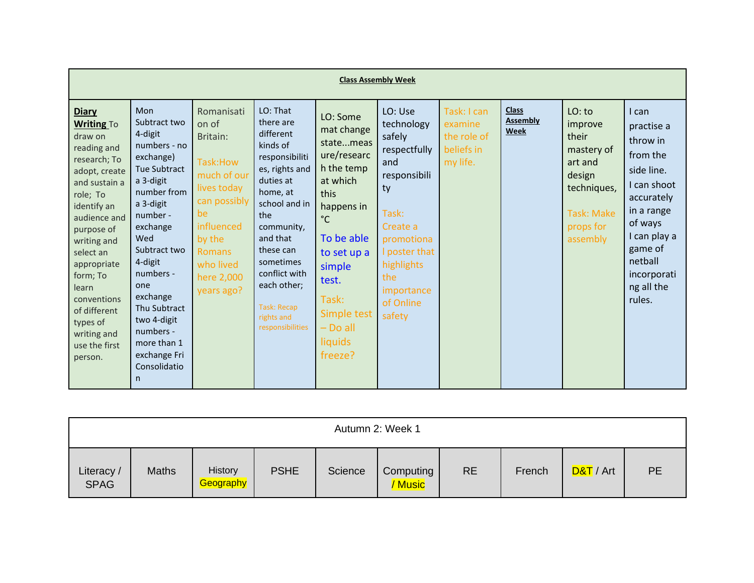| Class Assembly Week | | | | | | | | | |
|---|---|---|---|---|---|---|---|---|---|
| **Diary Writing** To draw on reading and research; To adopt, create and sustain a role; To identify an audience and purpose of writing and select an appropriate form; To learn conventions of different types of writing and use the first person. | Mon Subtract two 4-digit numbers - no exchange) Tue Subtract a 3-digit number from a 3-digit number - exchange Wed Subtract two 4-digit numbers - one exchange Thu Subtract two 4-digit numbers - more than 1 exchange Fri Consolidation | Romanisation of Britain: Task:How much of our lives today can possibly be influenced by the Romans who lived here 2,000 years ago? | LO: That there are different kinds of responsibilities, rights and duties at home, at school and in the community, and that these can sometimes conflict with each other; Task: Recap rights and responsibilities | LO: Some mat change state...measure/research the temp at which this happens in °C To be able to set up a simple test. Task: Simple test – Do all liquids freeze? | LO: Use technology safely respectfully and responsibility Task: Create a promotional poster that highlights the importance of Online safety | Task: I can examine the role of beliefs in my life. | **Class Assembly Week** | LO: to improve their mastery of art and design techniques, Task: Make props for assembly | I can practise a throw in from the side line. I can shoot accurately in a range of ways I can play a game of netball incorporating all the rules. |
| Autumn 2: Week 1 | | | | | | | | | |
| Literacy / SPAG | Maths | History Geography | PSHE | Science | Computing / Music | RE | French | D&T / Art | PE |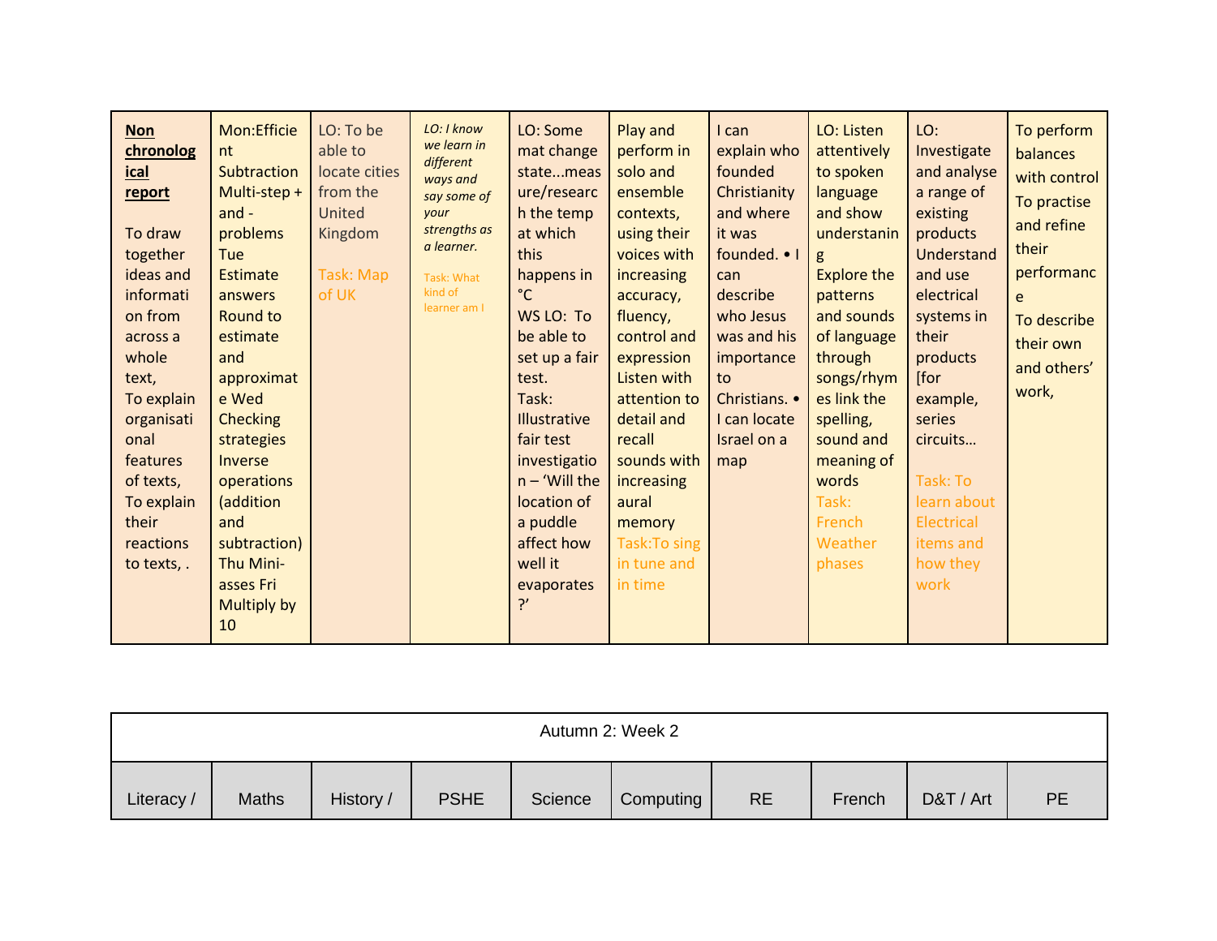| | | | | | | | | | |
|---|---|---|---|---|---|---|---|---|---|
| **Non chronological report** To draw together ideas and information from across a whole text, To explain organisational features of texts, To explain their reactions to texts, . | Mon:Efficient Subtraction Multi-step + and - problems Tue Estimate answers Round to estimate and approximate Wed Checking strategies Inverse operations (addition and subtraction) Thu Mini-asses Fri Multiply by 10 | LO: To be able to locate cities from the United Kingdom Task: Map of UK | *LO: I know we learn in different ways and say some of your strengths as a learner.* Task: What kind of learner am I | LO: Some mat change state...measure/research the temp at which this happens in °C WS LO: To be able to set up a fair test. Task: Illustrative fair test investigation – 'Will the location of a puddle affect how well it evaporates?' | Play and perform in solo and ensemble contexts, using their voices with increasing accuracy, fluency, control and expression Listen with attention to detail and recall sounds with increasing aural memory Task:To sing in tune and in time | I can explain who founded Christianity and where it was founded. • I can describe who Jesus was and his importance to Christians. • I can locate Israel on a map | LO: Listen attentively to spoken language and show understanding Explore the patterns and sounds of language through songs/rhymes link the spelling, sound and meaning of words Task: French Weather phases | LO: Investigate and analyse a range of existing products Understand and use electrical systems in their products [for example, series circuits... Task: To learn about Electrical items and how they work | To perform balances with control To practise and refine their performance To describe their own and others' work, |

| Autumn 2: Week 2 | | | | | | | | | |
|---|---|---|---|---|---|---|---|---|---|
| Literacy / | Maths | History / | PSHE | Science | Computing | RE | French | D&T / Art | PE |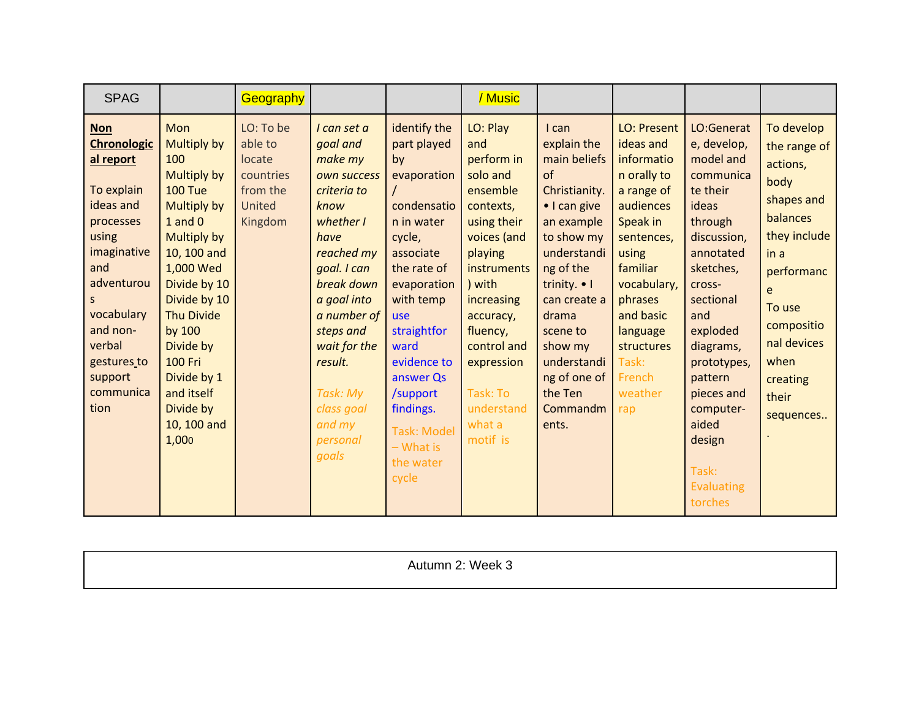| SPAG | | Geography | | | / Music | | | | |
|---|---|---|---|---|---|---|---|---|---|
| **Non Chronological report** To explain ideas and processes using imaginative and adventurous vocabulary and non-verbal gestures to support communication | Mon Multiply by 100 Multiply by 100 Tue Multiply by 1 and 0 Multiply by 10, 100 and 1,000 Wed Divide by 10 Divide by 10 Thu Divide by 100 Divide by 100 Fri Divide by 1 and itself Divide by 10, 100 and 1,000 | LO: To be able to locate countries from the United Kingdom | *I can set a goal and make my own success criteria to know whether I have reached my goal. I can break down a goal into a number of steps and wait for the result.* *Task: My class goal and my personal goals* | identify the part played by evaporation / condensation in water cycle, associate the rate of evaporation with temp use straightforward evidence to answer Qs /support findings. Task: Model – What is the water cycle | LO: Play and perform in solo and ensemble contexts, using their voices (and playing instruments) with increasing accuracy, fluency, control and expression Task: To understand what a motif is | I can explain the main beliefs of Christianity. • I can give an example to show my understanding of the trinity. • I can create a drama scene to show my understanding of one of the Ten Commandments. | LO: Present ideas and information orally to a range of audiences Speak in sentences, using familiar vocabulary, phrases and basic language structures Task: French weather rap | LO:Generate, develop, model and communicate their ideas through discussion, annotated sketches, cross-sectional and exploded diagrams, prototypes, pattern pieces and computer-aided design Task: Evaluating torches | To develop the range of actions, body shapes and balances they include in a performance To use compositional devices when creating their sequences... |

Autumn 2: Week 3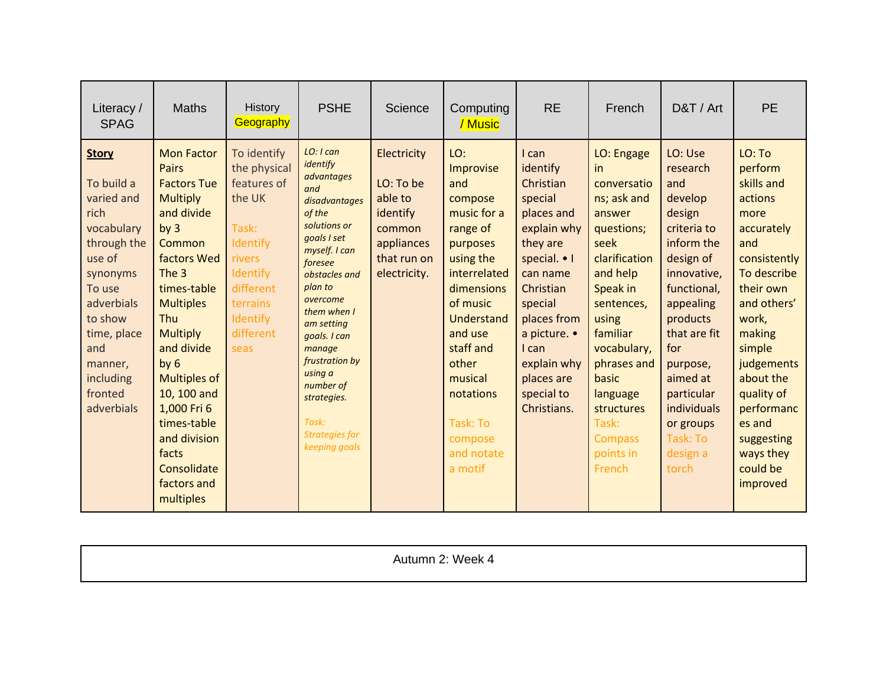| Literacy / SPAG | Maths | History Geography | PSHE | Science | Computing / Music | RE | French | D&T / Art | PE |
|---|---|---|---|---|---|---|---|---|---|
| **Story** To build a varied and rich vocabulary through the use of synonyms To use adverbials to show time, place and manner, including fronted adverbials | Mon Factor Pairs Factors Tue Multiply and divide by 3 Common factors Wed The 3 times-table Multiples Thu Multiply and divide by 6 Multiples of 10, 100 and 1,000 Fri 6 times-table and division facts Consolidate factors and multiples | To identify the physical features of the UK Task: Identify rivers Identify different terrains Identify different seas | *LO: I can identify advantages and disadvantages of the solutions or goals I set myself. I can foresee obstacles and plan to overcome them when I am setting goals. I can manage frustration by using a number of strategies.* *Task: Strategies for keeping goals* | Electricity LO: To be able to identify common appliances that run on electricity. | LO: Improvise and compose music for a range of purposes using the interrelated dimensions of music Understand and use staff and other musical notations Task: To compose and notate a motif | I can identify Christian special places and explain why they are special. • I can name Christian special places from a picture. • I can explain why places are special to Christians. | LO: Engage in conversations; ask and answer questions; seek clarification and help Speak in sentences, using familiar vocabulary, phrases and basic language structures Task: Compass points in French | LO: Use research and develop design criteria to inform the design of innovative, functional, appealing products that are fit for purpose, aimed at particular individuals or groups Task: To design a torch | LO: To perform skills and actions more accurately and consistently To describe their own and others' work, making simple judgements about the quality of performances and suggesting ways they could be improved |

Autumn 2: Week 4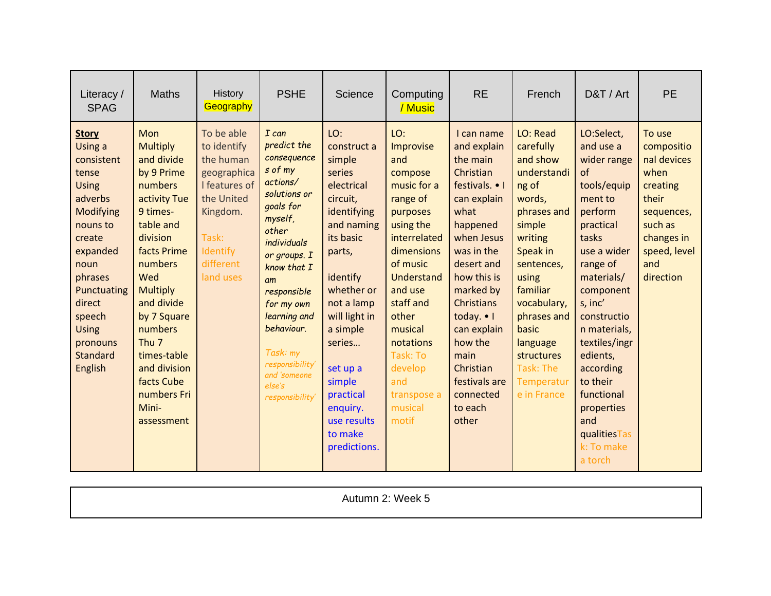| Literacy / SPAG | Maths | History Geography | PSHE | Science | Computing / Music | RE | French | D&T / Art | PE |
|---|---|---|---|---|---|---|---|---|---|
| **Story** Using a consistent tense Using adverbs Modifying nouns to create expanded noun phrases Punctuating direct speech Using pronouns Standard English | Mon Multiply and divide by 9 Prime numbers activity Tue 9 times-table and division facts Prime numbers Wed Multiply and divide by 7 Square numbers Thu 7 times-table and division facts Cube numbers Fri Mini-assessment | To be able to identify the human geographical features of the United Kingdom. Task: Identify different land uses | *I can predict the consequences of my actions/ solutions or goals for myself, other individuals or groups. I know that I am responsible for my own learning and behaviour.* *Task: my 'responsibility' and 'someone else's responsibility'* | LO: construct a simple series electrical circuit, identifying and naming its basic parts, identify whether or not a lamp will light in a simple series… set up a simple practical enquiry. use results to make predictions. | LO: Improvise and compose music for a range of purposes using the interrelated dimensions of music Understand and use staff and other musical notations Task: To develop and transpose a musical motif | I can name and explain the main Christian festivals. • I can explain what happened when Jesus was in the desert and how this is marked by Christians today. • I can explain how the main Christian festivals are connected to each other | LO: Read carefully and show understanding of words, phrases and simple writing Speak in sentences, using familiar vocabulary, phrases and basic language structures Task: The Temperature in France | LO:Select, and use a wider range of tools/equipment to perform practical tasks use a wider range of materials/ components, inc' construction materials, textiles/ingredients, according to their functional properties and qualities Task: To make a torch | To use compositional devices when creating their sequences, such as changes in speed, level and direction |

Autumn 2: Week 5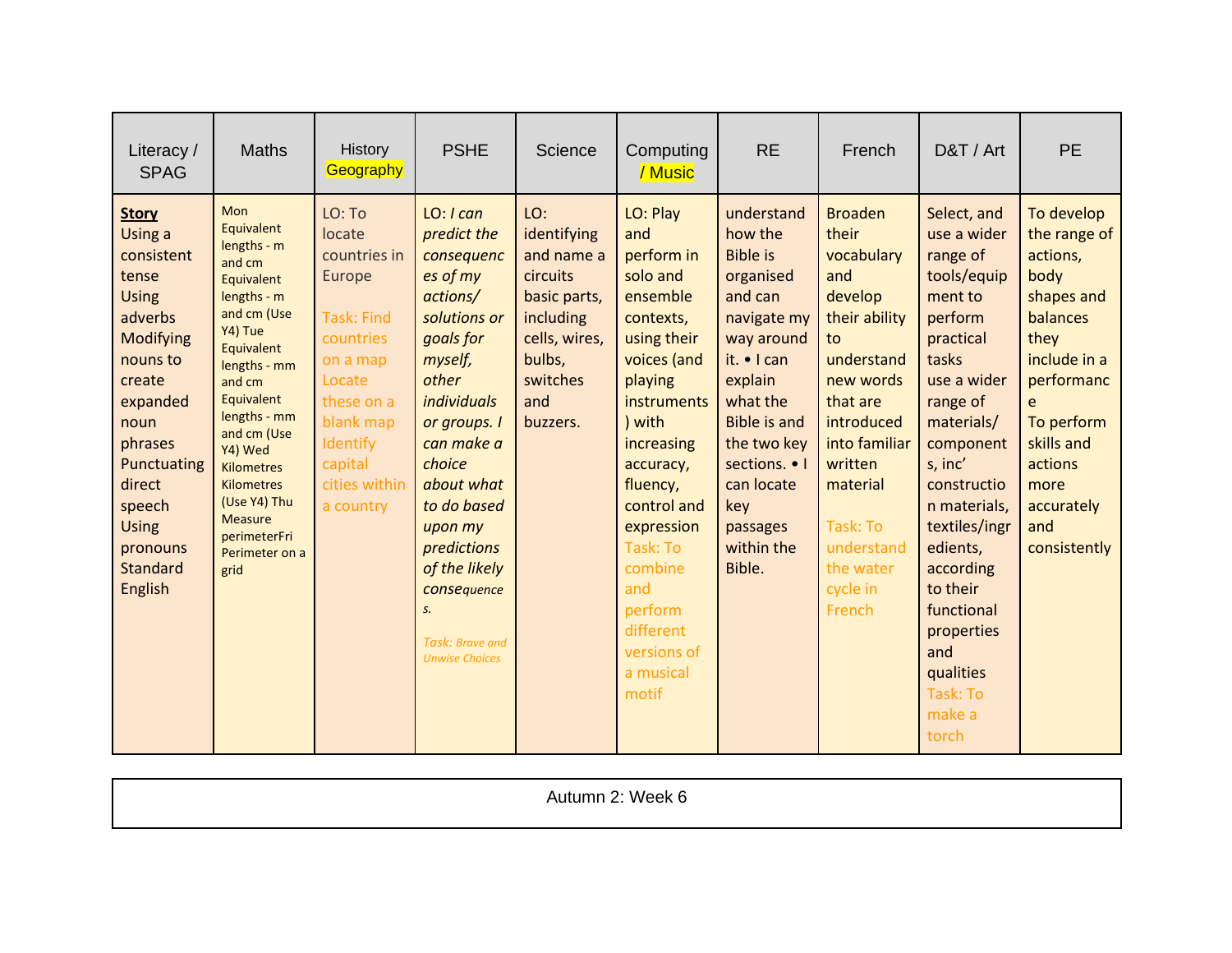| Literacy / SPAG | Maths | History / Geography | PSHE | Science | Computing / Music | RE | French | D&T / Art | PE |
|---|---|---|---|---|---|---|---|---|---|
| **Story**<br>Using a consistent tense<br>Using adverbs<br>Modifying nouns to create expanded noun phrases<br>Punctuating direct speech<br>Using pronouns<br>Standard English | Mon Equivalent lengths - m and cm Equivalent lengths - m and cm (Use Y4) Tue Equivalent lengths - mm and cm Equivalent lengths - mm and cm (Use Y4) Wed Kilometres Kilometres (Use Y4) Thu Measure perimeterFri Perimeter on a grid | LO: To locate countries in Europe<br><br>Task: Find countries on a map Locate these on a blank map Identify capital cities within a country | LO: *I can predict the consequences of my actions/ solutions or goals for myself, other individuals or groups. I can make a choice about what to do based upon my predictions of the likely consequences.*<br><br>*Task: Brave and Unwise Choices* | LO: identifying and name a circuits basic parts, including cells, wires, bulbs, switches and buzzers. | LO: Play and perform in solo and ensemble contexts, using their voices (and playing instruments) with increasing accuracy, fluency, control and expression<br>Task: To combine and perform different versions of a musical motif | understand how the Bible is organised and can navigate my way around it. • I can explain what the Bible is and the two key sections. • I can locate key passages within the Bible. | Broaden their vocabulary and develop their ability to understand new words that are introduced into familiar written material<br><br>Task: To understand the water cycle in French | Select, and use a wider range of tools/equipment to perform practical tasks<br>use a wider range of materials/ components, inc' construction materials, textiles/ingredients, according to their functional properties and qualities<br>Task: To make a torch | To develop the range of actions, body shapes and balances they include in a performance<br>To perform skills and actions more accurately and consistently |

Autumn 2: Week 6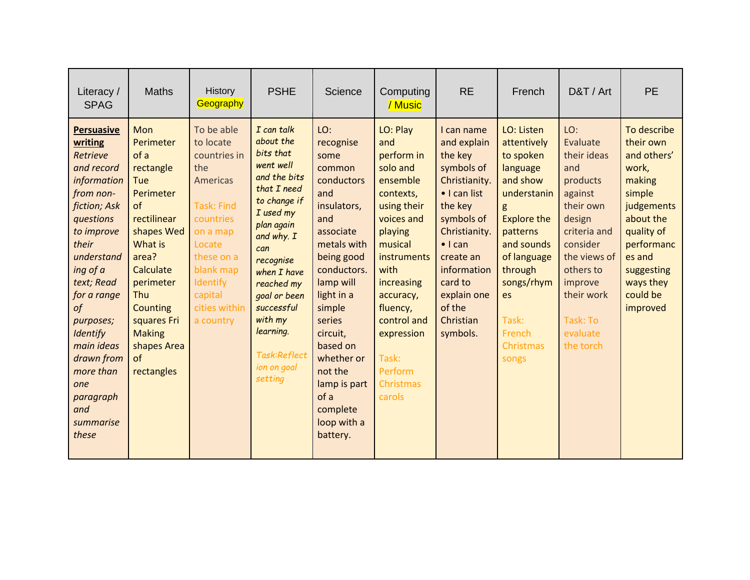| Literacy / SPAG | Maths | History Geography | PSHE | Science | Computing / Music | RE | French | D&T / Art | PE |
|---|---|---|---|---|---|---|---|---|---|
| **Persuasive writing** *Retrieve and record information from non-fiction; Ask questions to improve their understanding of a text; Read for a range of purposes; Identify main ideas drawn from more than one paragraph and summarise these* | Mon Perimeter of a rectangle Tue Perimeter of rectilinear shapes Wed What is area? Calculate perimeter Thu Counting squares Fri Making shapes Area of rectangles | To be able to locate countries in the Americas<br><br>Task: Find countries on a map Locate these on a blank map Identify capital cities within a country | *I can talk about the bits that went well and the bits that I need to change if I used my plan again and why. I can recognise when I have reached my goal or been successful with my learning.*<br><br>*Task:Reflection on goal setting* | LO: recognise some common conductors and insulators, and associate metals with being good conductors. lamp will light in a simple series circuit, based on whether or not the lamp is part of a complete loop with a battery. | LO: Play and perform in solo and ensemble contexts, using their voices and playing musical instruments with increasing accuracy, fluency, control and expression<br><br>Task: Perform Christmas carols | I can name and explain the key symbols of Christianity. • I can list the key symbols of Christianity. • I can create an information card to explain one of the Christian symbols. | LO: Listen attentively to spoken language and show understanding Explore the patterns and sounds of language through songs/rhymes<br><br>Task: French Christmas songs | LO: Evaluate their ideas and products against their own design criteria and consider the views of others to improve their work<br><br>Task: To evaluate the torch | To describe their own and others' work, making simple judgements about the quality of performances and suggesting ways they could be improved |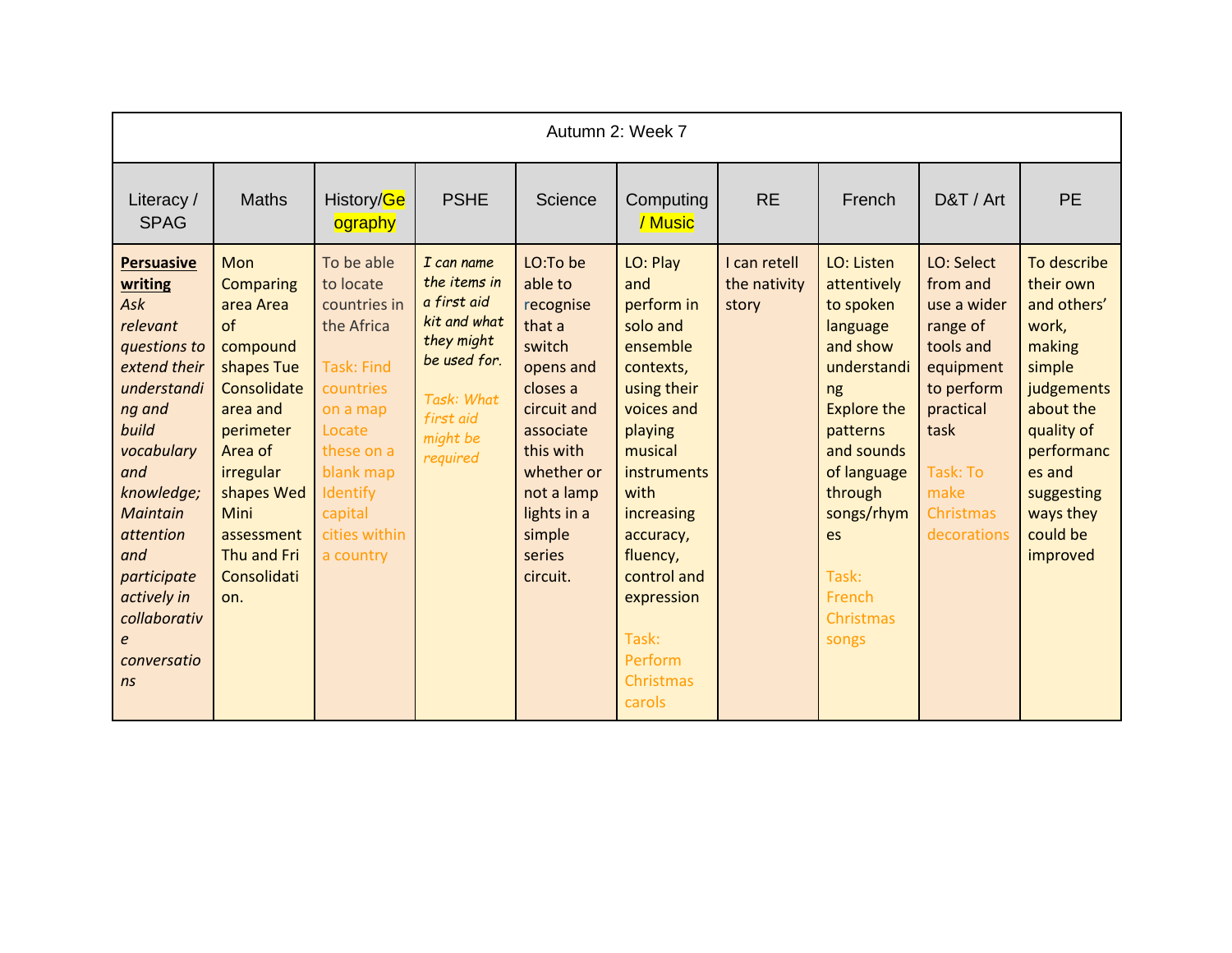| Autumn 2: Week 7 | | | | | | | | | |
|---|---|---|---|---|---|---|---|---|---|
| Literacy / SPAG | Maths | History/Geography | PSHE | Science | Computing / Music | RE | French | D&T / Art | PE |
| **Persuasive writing** *Ask relevant questions to extend their understanding and build vocabulary and knowledge; Maintain attention and participate actively in collaborative conversations* | Mon Comparing area Area of compound shapes Tue Consolidate area and perimeter Area of irregular shapes Wed Mini assessment Thu and Fri Consolidation. | To be able to locate countries in the Africa<br><br>Task: Find countries on a map Locate these on a blank map Identify capital cities within a country | *I can name the items in a first aid kit and what they might be used for.*<br><br>*Task: What first aid might be required* | LO:To be able to recognise that a switch opens and closes a circuit and associate this with whether or not a lamp lights in a simple series circuit. | LO: Play and perform in solo and ensemble contexts, using their voices and playing musical instruments with increasing accuracy, fluency, control and expression<br><br>Task: Perform Christmas carols | I can retell the nativity story | LO: Listen attentively to spoken language and show understanding Explore the patterns and sounds of language through songs/rhymes<br><br>Task: French Christmas songs | LO: Select from and use a wider range of tools and equipment to perform practical task<br><br>Task: To make Christmas decorations | To describe their own and others' work, making simple judgements about the quality of performances and suggesting ways they could be improved |